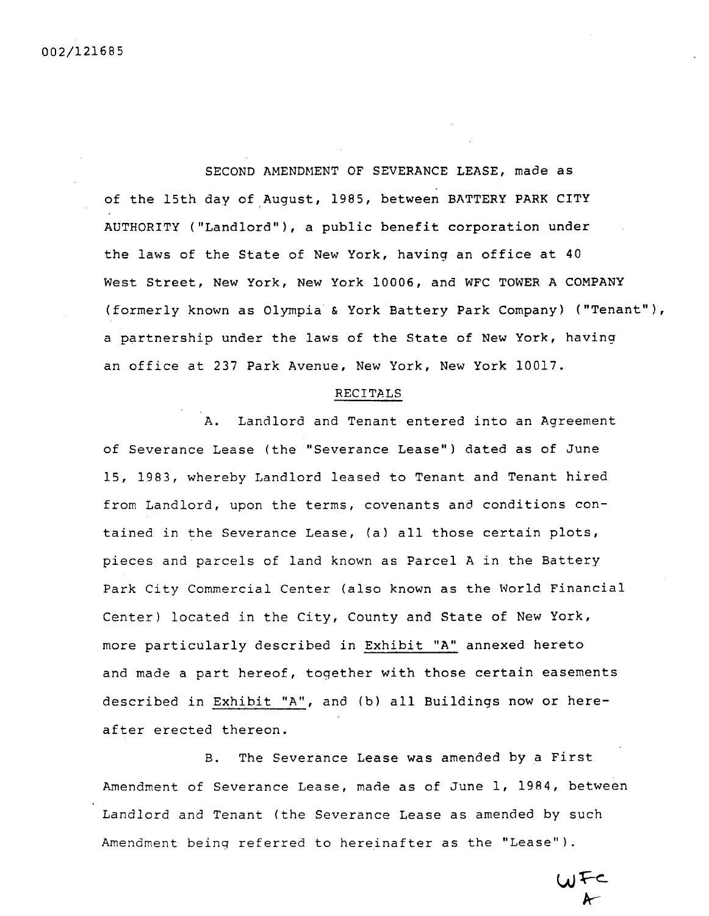002/121685

SECOND AMENDMENT OF SEVERANCE LEASE, made as of the 15th day of August, 1985, between BATTERY PARK CITY AUTHORITY ("Landlord"), a public benefit corporation under the laws of the State of New York, having an office at 40 West Street, New York, New York 10006, and WFC TOWER A COMPANY (formerly known as Olympia & York Battery Park Company) ("Tenant"), a partnership under the laws of the State of New York, having an office at 237 Park Avenue, New York, New York 10017.

## RECITALS

A. Landlord and Tenant entered into an Agreement of Severance Lease (the "Severance Lease") dated as of June 15, 1983, whereby Landlord leased to Tenant and Tenant hired from Landlord, upon the terms, covenants and conditions contained in the Severance Lease, (a) all those certain plots, pieces and parcels of land known as Parcel A in the Battery Park City Commercial Center (also known as the World Financial Center) located in the City, County and State of New York, more particularly described in Exhibit "A" annexed hereto and made a part hereof, together with those certain easements described in Exhibit "A", and (b) all Buildings now or hereafter erected thereon.

B. The Severance Lease was amended by a First Amendment of Severance Lease, made as of June 1, 1984, between Landlord and Tenant (the Severance Lease as amended by such Amendment being referred to hereinafter as the "Lease").

WFC
A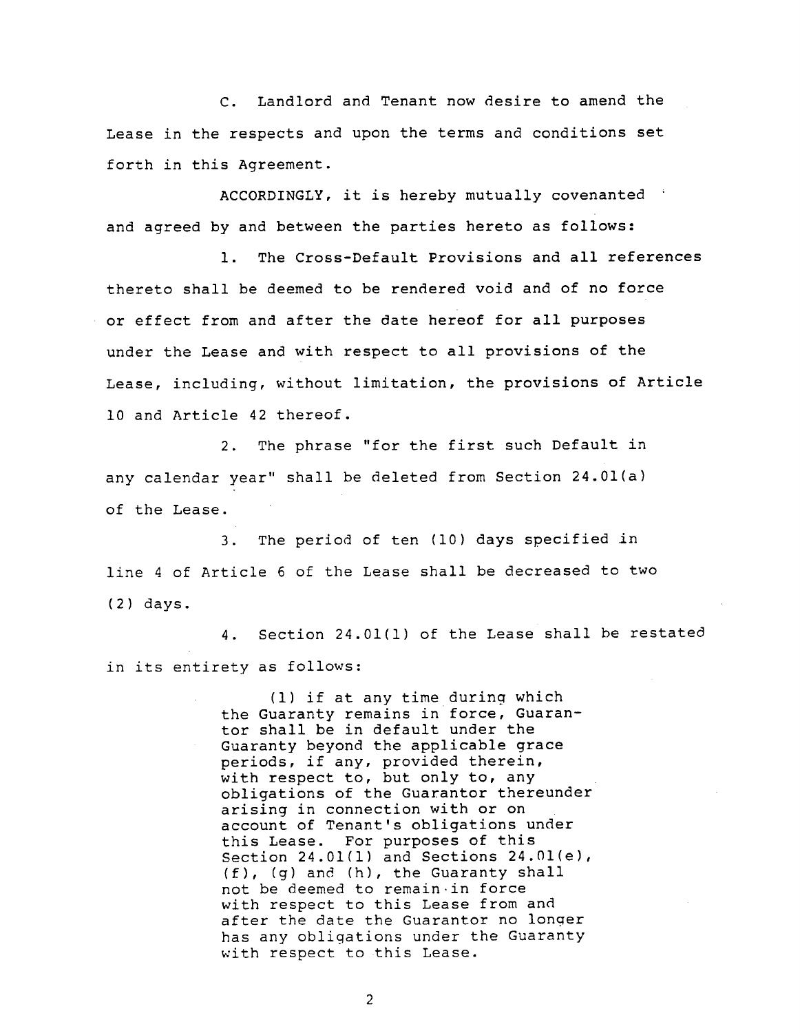C. Landlord and Tenant now desire to amend the Lease in the respects and upon the terms and conditions set forth in this Agreement.

ACCORDINGLY, it is hereby mutually covenanted and agreed by and between the parties hereto as follows:

1. The Cross-Default Provisions and all references thereto shall be deemed to be rendered void and of no force or effect from and after the date hereof for all purposes under the Lease and with respect to all provisions of the Lease, including, without limitation, the provisions of Article 10 and Article 42 thereof.

2. The phrase "for the first such Default in any calendar year" shall be deleted from Section 24.01(a) of the Lease.

3. The period of ten (10) days specified in line 4 of Article 6 of the Lease shall be decreased to two (2) days.

4. Section 24.01(l) of the Lease shall be restated in its entirety as follows:

> (l) if at any time during which the Guaranty remains in force, Guarantor shall be in default under the Guaranty beyond the applicable grace periods, if any, provided therein, with respect to, but only to, any obligations of the Guarantor thereunder arising in connection with or on account of Tenant's obligations under this Lease. For purposes of this Section 24.01(l) and Sections 24.01(e), (f), (g) and (h), the Guaranty shall not be deemed to remain in force with respect to this Lease from and after the date the Guarantor no longer has any obligations under the Guaranty with respect to this Lease.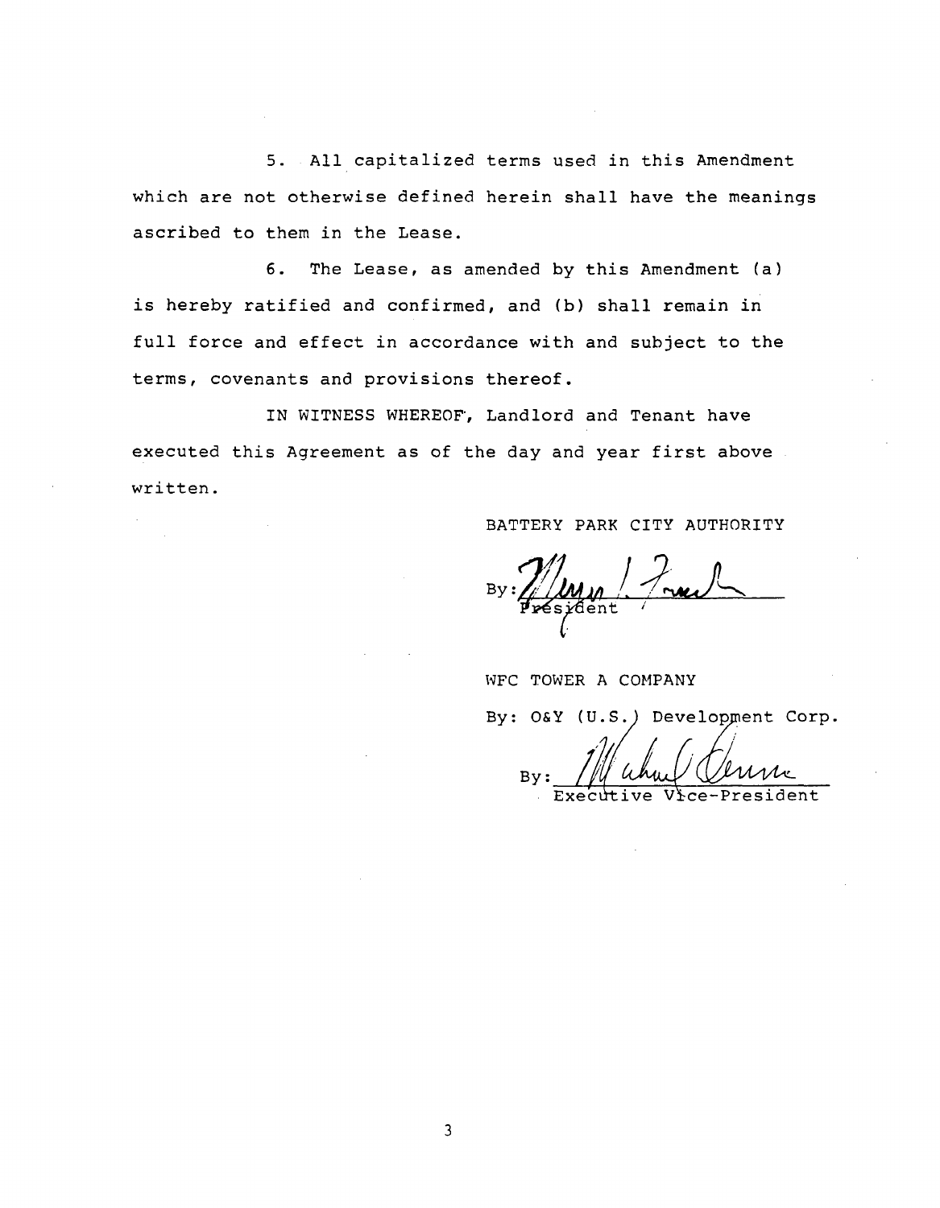5. All capitalized terms used in this Amendment which are not otherwise defined herein shall have the meanings ascribed to them in the Lease.

6. The Lease, as amended by this Amendment (a) is hereby ratified and confirmed, and (b) shall remain in full force and effect in accordance with and subject to the terms, covenants and provisions thereof.

IN WITNESS WHEREOF, Landlord and Tenant have executed this Agreement as of the day and year first above written.

BATTERY PARK CITY AUTHORITY

By: ________________________
President

WFC TOWER A COMPANY

By: O&Y (U.S.) Development Corp.

By: ________________________
Executive Vice-President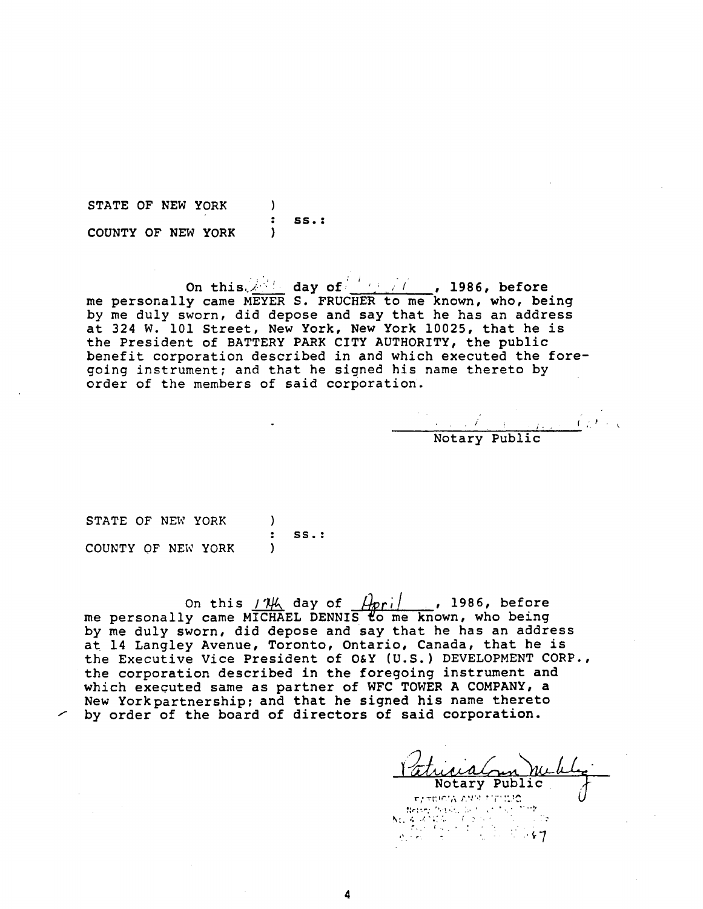STATE OF NEW YORK )  
: ss.:  
COUNTY OF NEW YORK )

On this ____ day of ________, 1986, before me personally came MEYER S. FRUCHER to me known, who, being by me duly sworn, did depose and say that he has an address at 324 W. 101 Street, New York, New York 10025, that he is the President of BATTERY PARK CITY AUTHORITY, the public benefit corporation described in and which executed the foregoing instrument; and that he signed his name thereto by order of the members of said corporation.

Notary Public

STATE OF NEW YORK )  
: ss.:  
COUNTY OF NEW YORK )

On this 17th day of April, 1986, before me personally came MICHAEL DENNIS to me known, who being by me duly sworn, did depose and say that he has an address at 14 Langley Avenue, Toronto, Ontario, Canada, that he is the Executive Vice President of O&Y (U.S.) DEVELOPMENT CORP., the corporation described in the foregoing instrument and which executed same as partner of WFC TOWER A COMPANY, a New York partnership; and that he signed his name thereto by order of the board of directors of said corporation.

Patricia Ann Mehling  
Notary Public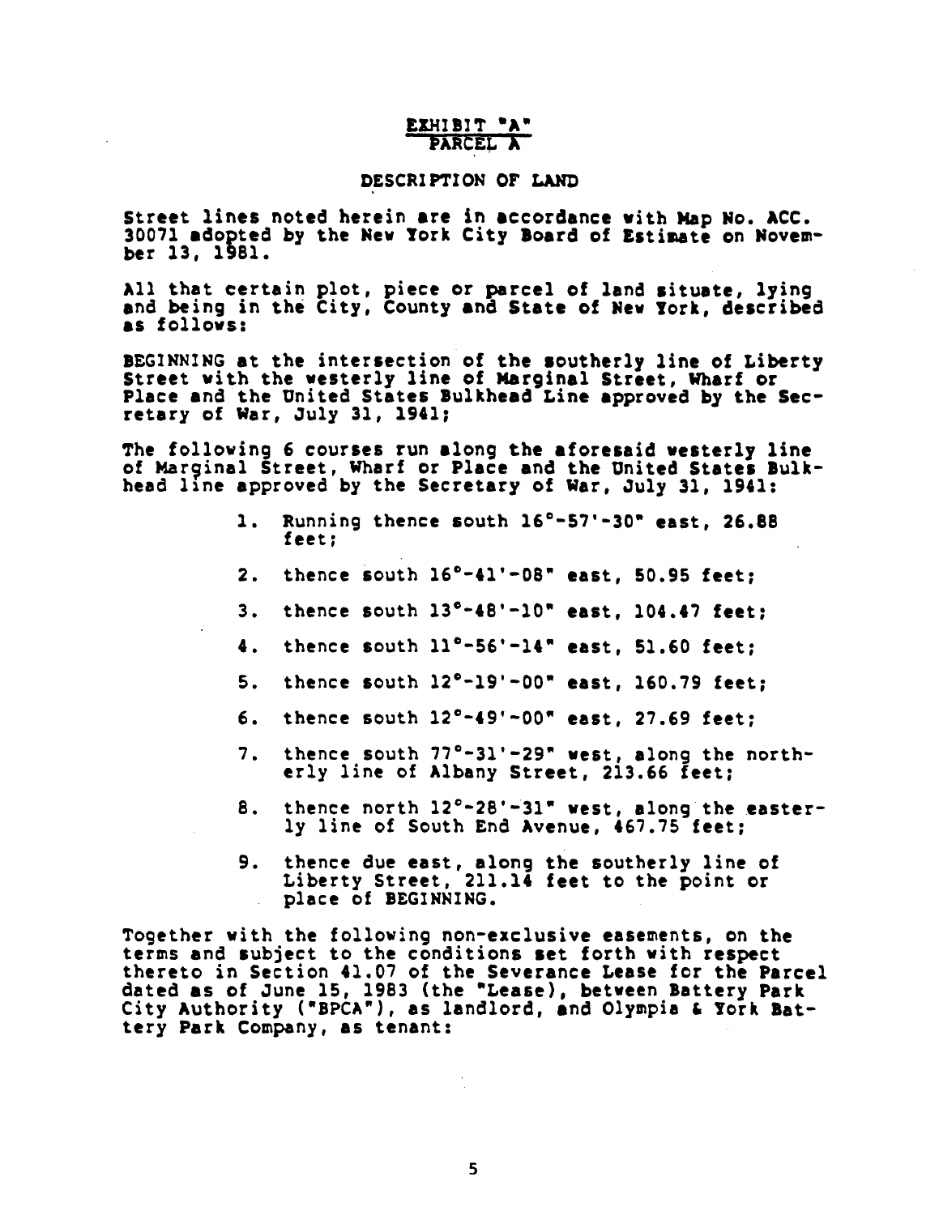# EXHIBIT "A"
## PARCEL A

### DESCRIPTION OF LAND

Street lines noted herein are in accordance with Map No. ACC. 30071 adopted by the New York City Board of Estimate on November 13, 1981.

All that certain plot, piece or parcel of land situate, lying and being in the City, County and State of New York, described as follows:

BEGINNING at the intersection of the southerly line of Liberty Street with the westerly line of Marginal Street, Wharf or Place and the United States Bulkhead Line approved by the Secretary of War, July 31, 1941;

The following 6 courses run along the aforesaid westerly line of Marginal Street, Wharf or Place and the United States Bulkhead line approved by the Secretary of War, July 31, 1941:

1. Running thence south 16°-57'-30" east, 26.88 feet;
2. thence south 16°-41'-08" east, 50.95 feet;
3. thence south 13°-48'-10" east, 104.47 feet;
4. thence south 11°-56'-14" east, 51.60 feet;
5. thence south 12°-19'-00" east, 160.79 feet;
6. thence south 12°-49'-00" east, 27.69 feet;
7. thence south 77°-31'-29" west, along the northerly line of Albany Street, 213.66 feet;
8. thence north 12°-28'-31" west, along the easterly line of South End Avenue, 467.75 feet;
9. thence due east, along the southerly line of Liberty Street, 211.14 feet to the point or place of BEGINNING.

Together with the following non-exclusive easements, on the terms and subject to the conditions set forth with respect thereto in Section 41.07 of the Severance Lease for the Parcel dated as of June 15, 1983 (the "Lease), between Battery Park City Authority ("BPCA"), as landlord, and Olympia & York Battery Park Company, as tenant: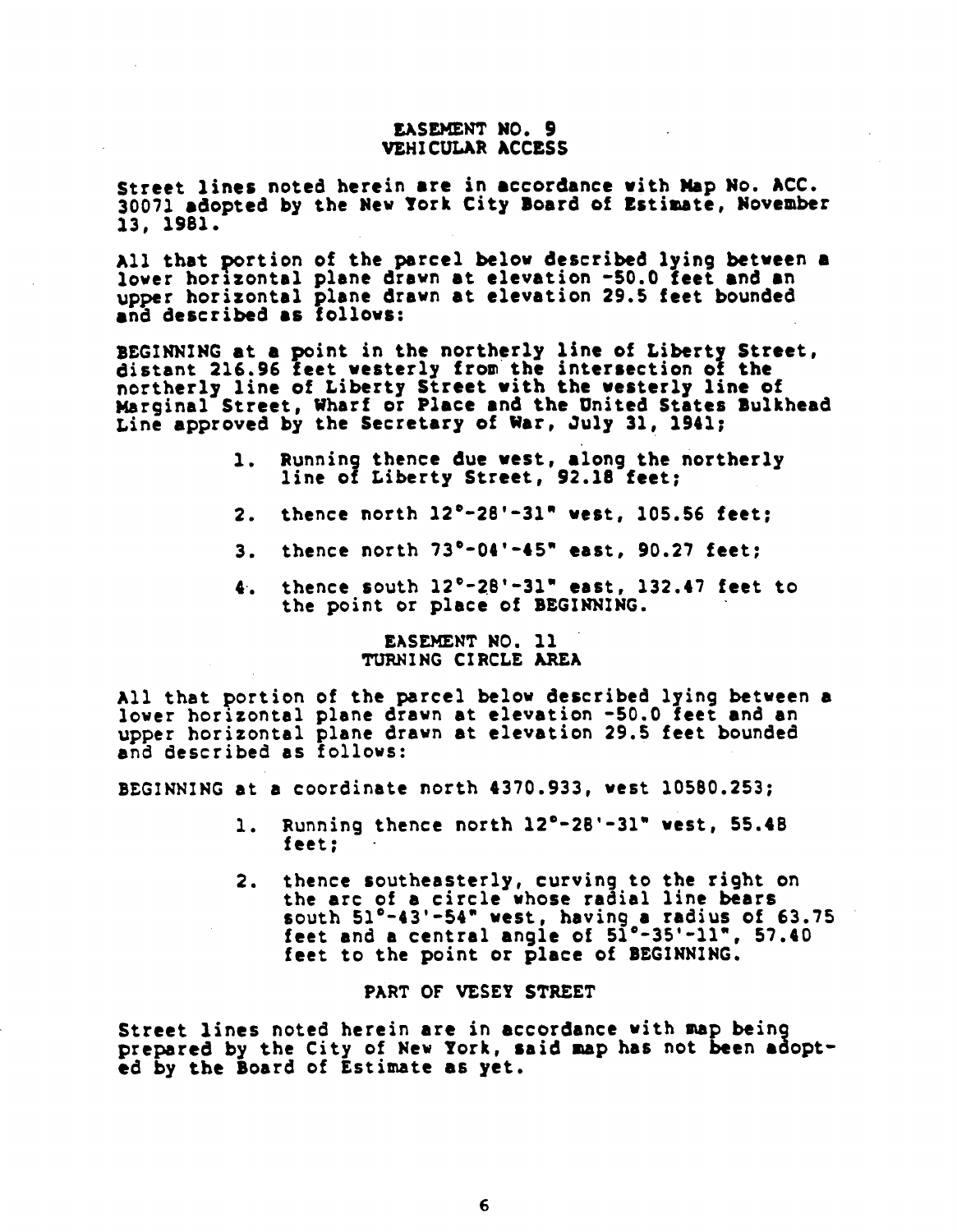## EASEMENT NO. 9
## VEHICULAR ACCESS

Street lines noted herein are in accordance with Map No. ACC. 30071 adopted by the New York City Board of Estimate, November 13, 1981.

All that portion of the parcel below described lying between a lower horizontal plane drawn at elevation -50.0 feet and an upper horizontal plane drawn at elevation 29.5 feet bounded and described as follows:

BEGINNING at a point in the northerly line of Liberty Street, distant 216.96 feet westerly from the intersection of the northerly line of Liberty Street with the westerly line of Marginal Street, Wharf or Place and the United States Bulkhead Line approved by the Secretary of War, July 31, 1941;

1. Running thence due west, along the northerly line of Liberty Street, 92.18 feet;
2. thence north 12°-28'-31" west, 105.56 feet;
3. thence north 73°-04'-45" east, 90.27 feet;
4. thence south 12°-28'-31" east, 132.47 feet to the point or place of BEGINNING.

## EASEMENT NO. 11
## TURNING CIRCLE AREA

All that portion of the parcel below described lying between a lower horizontal plane drawn at elevation -50.0 feet and an upper horizontal plane drawn at elevation 29.5 feet bounded and described as follows:

BEGINNING at a coordinate north 4370.933, west 10580.253;

1. Running thence north 12°-28'-31" west, 55.48 feet;
2. thence southeasterly, curving to the right on the arc of a circle whose radial line bears south 51°-43'-54" west, having a radius of 63.75 feet and a central angle of 51°-35'-11", 57.40 feet to the point or place of BEGINNING.

## PART OF VESEY STREET

Street lines noted herein are in accordance with map being prepared by the City of New York, said map has not been adopted by the Board of Estimate as yet.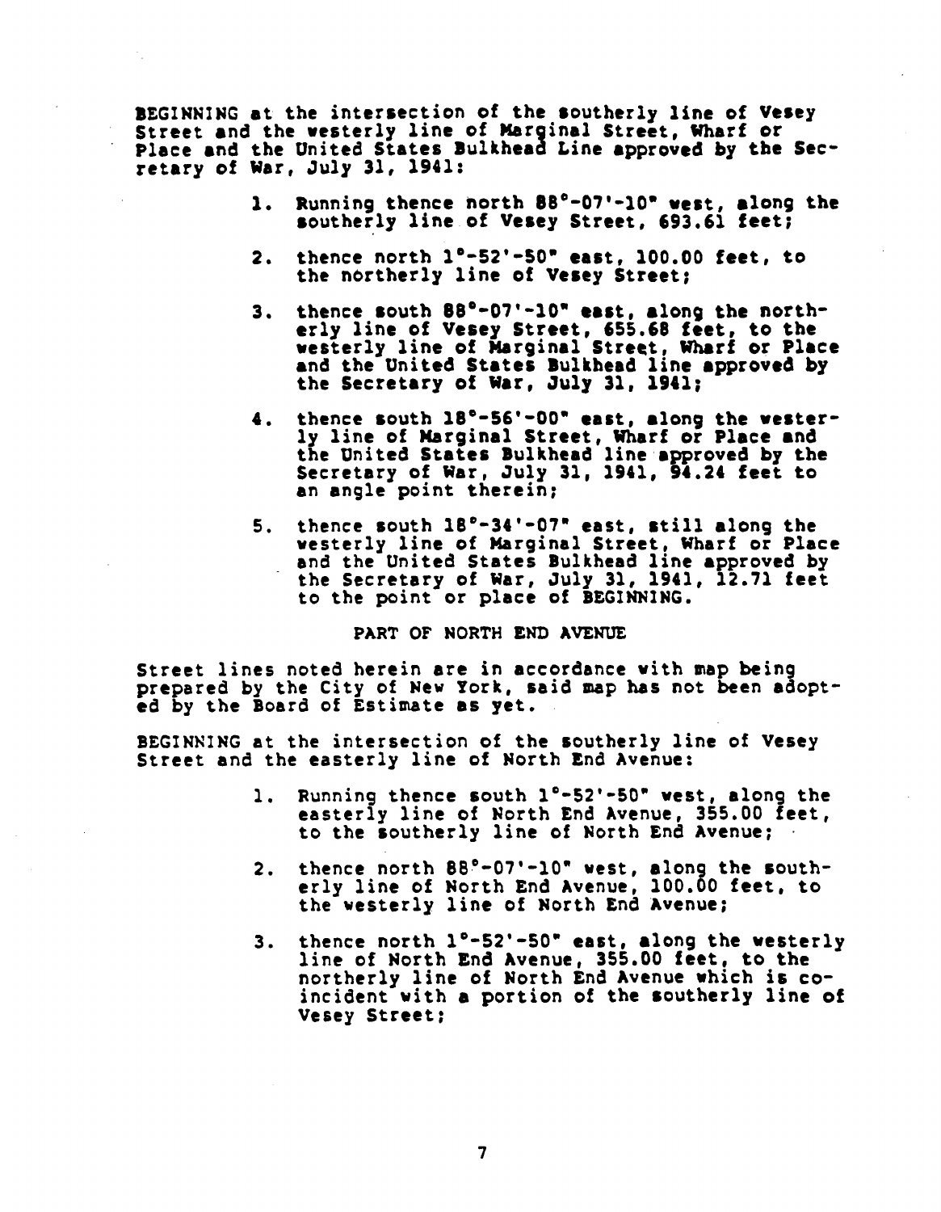BEGINNING at the intersection of the southerly line of Vesey Street and the westerly line of Marginal Street, Wharf or Place and the United States Bulkhead Line approved by the Secretary of War, July 31, 1941:

1. Running thence north 88°-07'-10" west, along the southerly line of Vesey Street, 693.61 feet;

2. thence north 1°-52'-50" east, 100.00 feet, to the northerly line of Vesey Street;

3. thence south 88°-07'-10" east, along the northerly line of Vesey Street, 655.68 feet, to the westerly line of Marginal Street, Wharf or Place and the United States Bulkhead line approved by the Secretary of War, July 31, 1941;

4. thence south 18°-56'-00" east, along the westerly line of Marginal Street, Wharf or Place and the United States Bulkhead line approved by the Secretary of War, July 31, 1941, 94.24 feet to an angle point therein;

5. thence south 18°-34'-07" east, still along the westerly line of Marginal Street, Wharf or Place and the United States Bulkhead line approved by the Secretary of War, July 31, 1941, 12.71 feet to the point or place of BEGINNING.

PART OF NORTH END AVENUE

Street lines noted herein are in accordance with map being prepared by the City of New York, said map has not been adopted by the Board of Estimate as yet.

BEGINNING at the intersection of the southerly line of Vesey Street and the easterly line of North End Avenue:

1. Running thence south 1°-52'-50" west, along the easterly line of North End Avenue, 355.00 feet, to the southerly line of North End Avenue;

2. thence north 88°-07'-10" west, along the southerly line of North End Avenue, 100.00 feet, to the westerly line of North End Avenue;

3. thence north 1°-52'-50" east, along the westerly line of North End Avenue, 355.00 feet, to the northerly line of North End Avenue which is coincident with a portion of the southerly line of Vesey Street;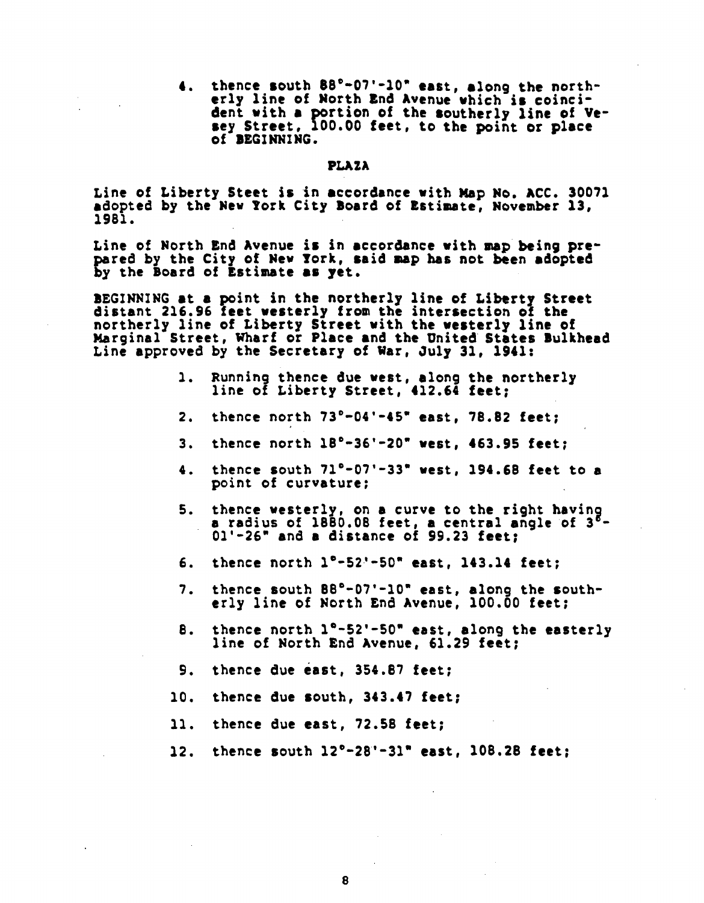4. thence south 88°-07'-10" east, along the northerly line of North End Avenue which is coincident with a portion of the southerly line of Vesey Street, 100.00 feet, to the point or place of BEGINNING.

## PLAZA

Line of Liberty Steet is in accordance with Map No. ACC. 30071 adopted by the New York City Board of Estimate, November 13, 1981.

Line of North End Avenue is in accordance with map being prepared by the City of New York, said map has not been adopted by the Board of Estimate as yet.

BEGINNING at a point in the northerly line of Liberty Street distant 216.96 feet westerly from the intersection of the northerly line of Liberty Street with the westerly line of Marginal Street, Wharf or Place and the United States Bulkhead Line approved by the Secretary of War, July 31, 1941:

1. Running thence due west, along the northerly line of Liberty Street, 412.64 feet;
2. thence north 73°-04'-45" east, 78.82 feet;
3. thence north 18°-36'-20" west, 463.95 feet;
4. thence south 71°-07'-33" west, 194.68 feet to a point of curvature;
5. thence westerly, on a curve to the right having a radius of 1880.08 feet, a central angle of 3°-01'-26" and a distance of 99.23 feet;
6. thence north 1°-52'-50" east, 143.14 feet;
7. thence south 88°-07'-10" east, along the southerly line of North End Avenue, 100.00 feet;
8. thence north 1°-52'-50" east, along the easterly line of North End Avenue, 61.29 feet;
9. thence due east, 354.87 feet;
10. thence due south, 343.47 feet;
11. thence due east, 72.58 feet;
12. thence south 12°-28'-31" east, 108.28 feet;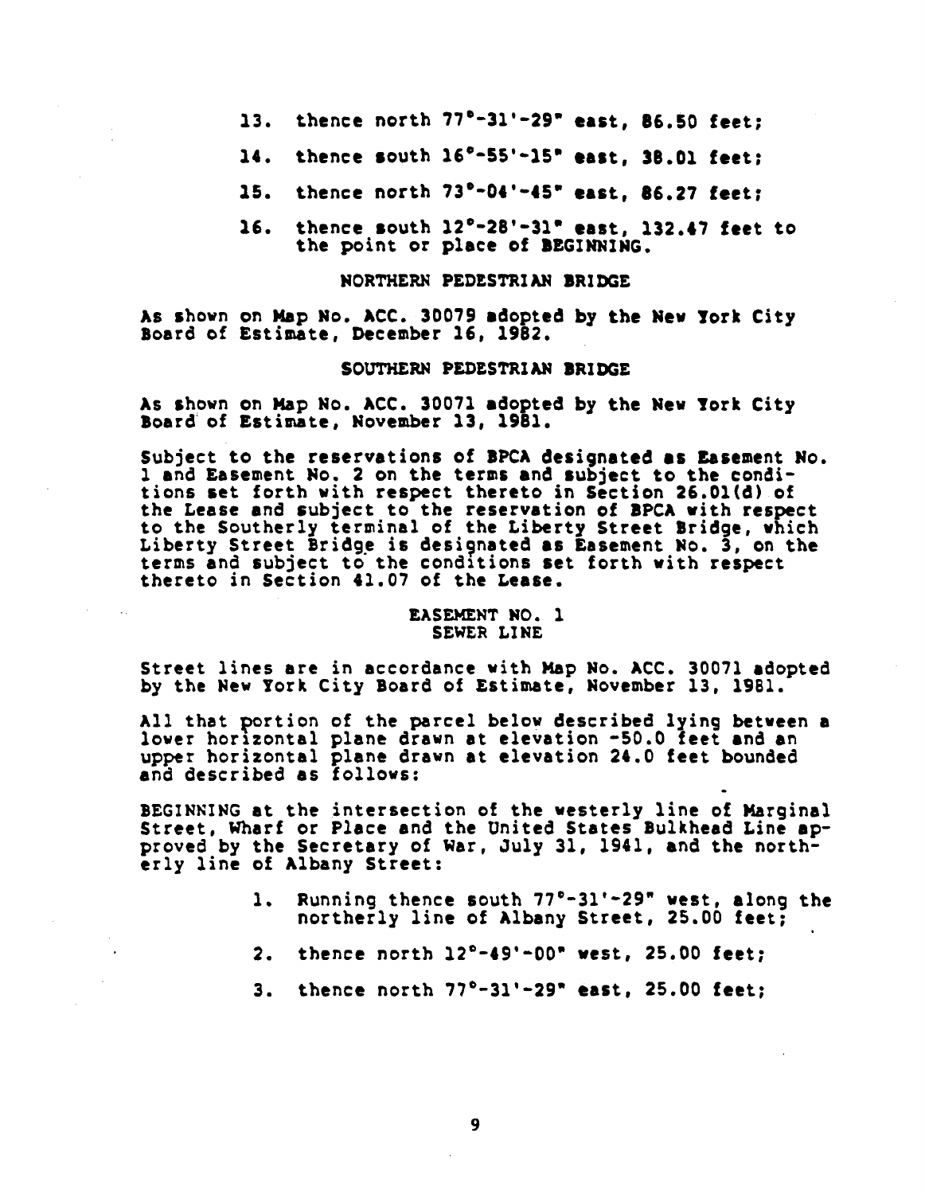13. thence north 77°-31'-29" east, 86.50 feet;

14. thence south 16°-55'-15" east, 38.01 feet;

15. thence north 73°-04'-45" east, 86.27 feet;

16. thence south 12°-28'-31" east, 132.47 feet to the point or place of BEGINNING.

NORTHERN PEDESTRIAN BRIDGE

As shown on Map No. ACC. 30079 adopted by the New York City Board of Estimate, December 16, 1982.

SOUTHERN PEDESTRIAN BRIDGE

As shown on Map No. ACC. 30071 adopted by the New York City Board of Estimate, November 13, 1981.

Subject to the reservations of BPCA designated as Easement No. 1 and Easement No. 2 on the terms and subject to the conditions set forth with respect thereto in Section 26.01(d) of the Lease and subject to the reservation of BPCA with respect to the Southerly terminal of the Liberty Street Bridge, which Liberty Street Bridge is designated as Easement No. 3, on the terms and subject to the conditions set forth with respect thereto in Section 41.07 of the Lease.

EASEMENT NO. 1
SEWER LINE

Street lines are in accordance with Map No. ACC. 30071 adopted by the New York City Board of Estimate, November 13, 1981.

All that portion of the parcel below described lying between a lower horizontal plane drawn at elevation -50.0 feet and an upper horizontal plane drawn at elevation 24.0 feet bounded and described as follows:

BEGINNING at the intersection of the westerly line of Marginal Street, Wharf or Place and the United States Bulkhead Line approved by the Secretary of War, July 31, 1941, and the northerly line of Albany Street:

1. Running thence south 77°-31'-29" west, along the northerly line of Albany Street, 25.00 feet;

2. thence north 12°-49'-00" west, 25.00 feet;

3. thence north 77°-31'-29" east, 25.00 feet;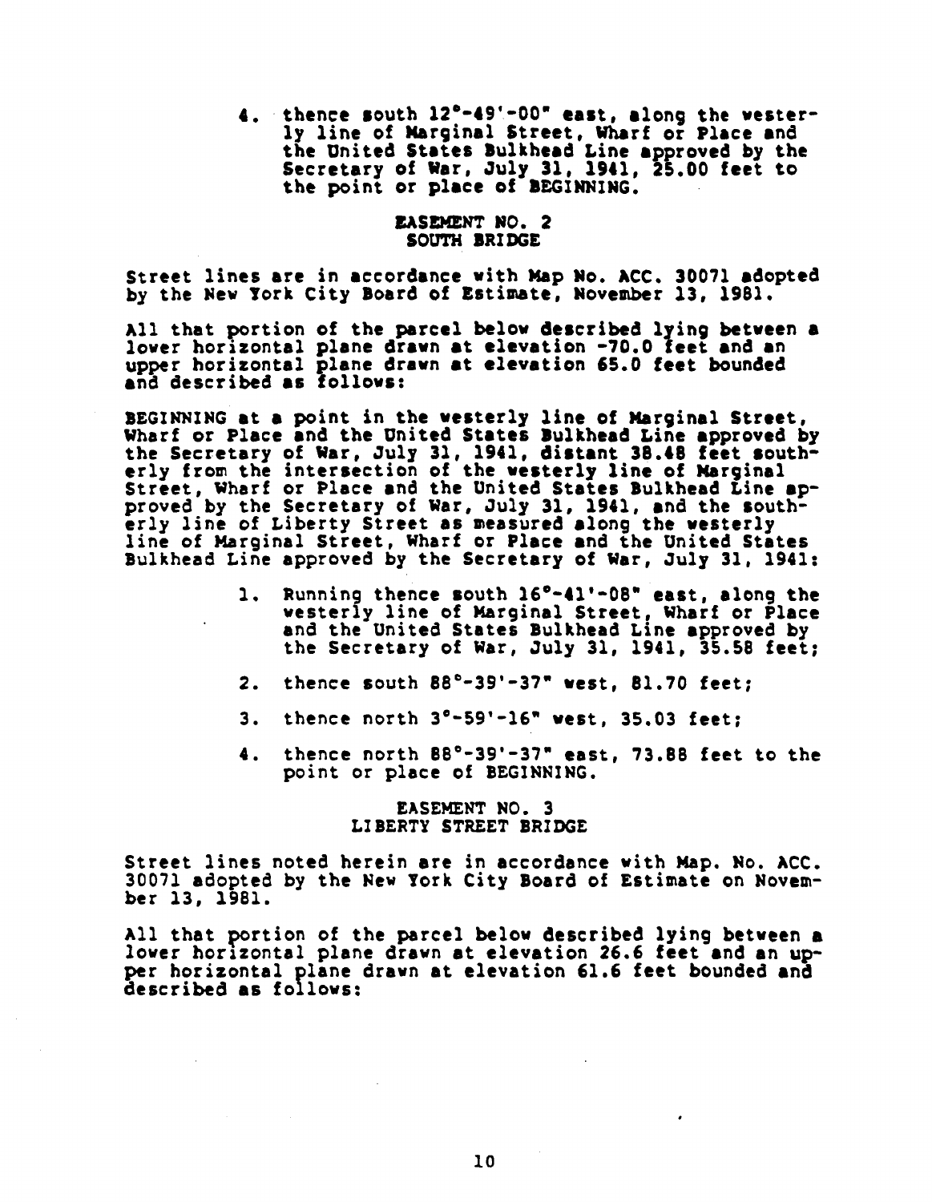4. thence south 12°-49'-00" east, along the westerly line of Marginal Street, Wharf or Place and the United States Bulkhead Line approved by the Secretary of War, July 31, 1941, 25.00 feet to the point or place of BEGINNING.

## EASEMENT NO. 2
## SOUTH BRIDGE

Street lines are in accordance with Map No. ACC. 30071 adopted by the New York City Board of Estimate, November 13, 1981.

All that portion of the parcel below described lying between a lower horizontal plane drawn at elevation -70.0 feet and an upper horizontal plane drawn at elevation 65.0 feet bounded and described as follows:

BEGINNING at a point in the westerly line of Marginal Street, Wharf or Place and the United States Bulkhead Line approved by the Secretary of War, July 31, 1941, distant 38.48 feet southerly from the intersection of the westerly line of Marginal Street, Wharf or Place and the United States Bulkhead Line approved by the Secretary of War, July 31, 1941, and the southerly line of Liberty Street as measured along the westerly line of Marginal Street, Wharf or Place and the United States Bulkhead Line approved by the Secretary of War, July 31, 1941:

1. Running thence south 16°-41'-08" east, along the westerly line of Marginal Street, Wharf or Place and the United States Bulkhead Line approved by the Secretary of War, July 31, 1941, 35.58 feet;
2. thence south 88°-39'-37" west, 81.70 feet;
3. thence north 3°-59'-16" west, 35.03 feet;
4. thence north 88°-39'-37" east, 73.88 feet to the point or place of BEGINNING.

## EASEMENT NO. 3
## LIBERTY STREET BRIDGE

Street lines noted herein are in accordance with Map. No. ACC. 30071 adopted by the New York City Board of Estimate on November 13, 1981.

All that portion of the parcel below described lying between a lower horizontal plane drawn at elevation 26.6 feet and an upper horizontal plane drawn at elevation 61.6 feet bounded and described as follows: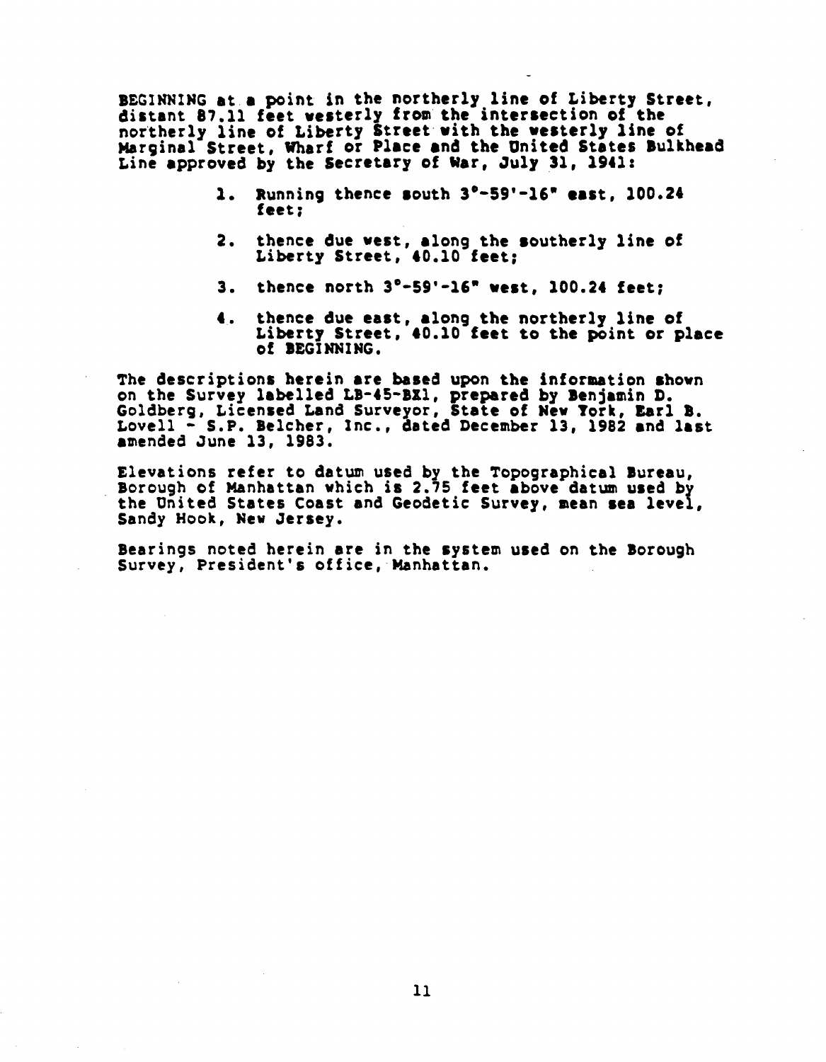BEGINNING at a point in the northerly line of Liberty Street, distant 87.11 feet westerly from the intersection of the northerly line of Liberty Street with the westerly line of Marginal Street, Wharf or Place and the United States Bulkhead Line approved by the Secretary of War, July 31, 1941:

1. Running thence south 3°-59'-16" east, 100.24 feet;

2. thence due west, along the southerly line of Liberty Street, 40.10 feet;

3. thence north 3°-59'-16" west, 100.24 feet;

4. thence due east, along the northerly line of Liberty Street, 40.10 feet to the point or place of BEGINNING.

The descriptions herein are based upon the information shown on the Survey labelled LB-45-BX1, prepared by Benjamin D. Goldberg, Licensed Land Surveyor, State of New York, Earl B. Lovell - S.P. Belcher, Inc., dated December 13, 1982 and last amended June 13, 1983.

Elevations refer to datum used by the Topographical Bureau, Borough of Manhattan which is 2.75 feet above datum used by the United States Coast and Geodetic Survey, mean sea level, Sandy Hook, New Jersey.

Bearings noted herein are in the system used on the Borough Survey, President's office, Manhattan.